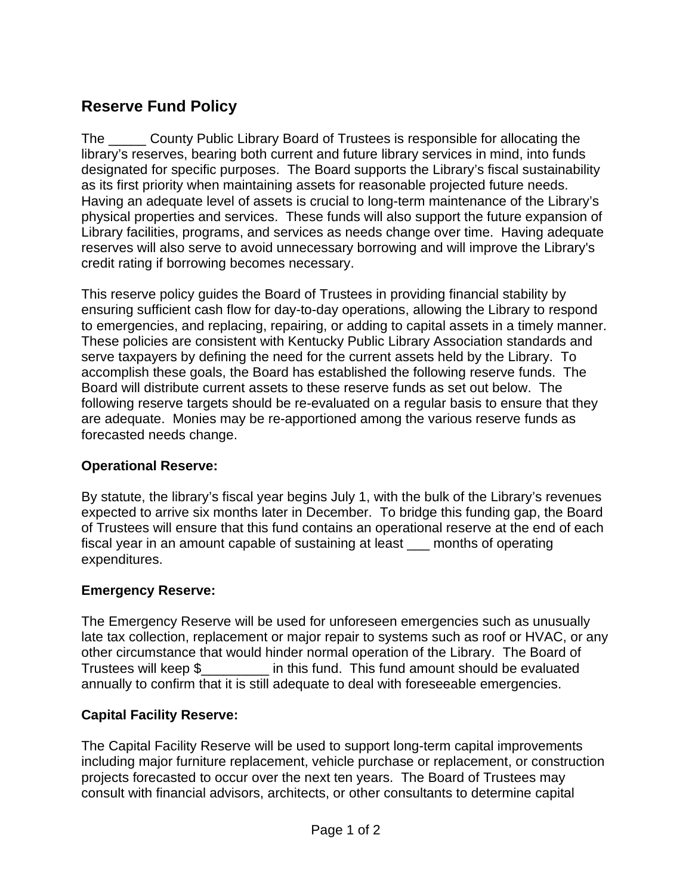# Reserve Fund Policy

The _____ County Public Library Board of Trustees is responsible for allocating the library's reserves, bearing both current and future library services in mind, into funds designated for specific purposes. The Board supports the Library's fiscal sustainability as its first priority when maintaining assets for reasonable projected future needs. Having an adequate level of assets is crucial to long-term maintenance of the Library's physical properties and services. These funds will also support the future expansion of Library facilities, programs, and services as needs change over time. Having adequate reserves will also serve to avoid unnecessary borrowing and will improve the Library's credit rating if borrowing becomes necessary.

This reserve policy guides the Board of Trustees in providing financial stability by ensuring sufficient cash flow for day-to-day operations, allowing the Library to respond to emergencies, and replacing, repairing, or adding to capital assets in a timely manner. These policies are consistent with Kentucky Public Library Association standards and serve taxpayers by defining the need for the current assets held by the Library. To accomplish these goals, the Board has established the following reserve funds. The Board will distribute current assets to these reserve funds as set out below. The following reserve targets should be re-evaluated on a regular basis to ensure that they are adequate. Monies may be re-apportioned among the various reserve funds as forecasted needs change.

**Operational Reserve:**

By statute, the library's fiscal year begins July 1, with the bulk of the Library's revenues expected to arrive six months later in December. To bridge this funding gap, the Board of Trustees will ensure that this fund contains an operational reserve at the end of each fiscal year in an amount capable of sustaining at least ___ months of operating expenditures.

**Emergency Reserve:**

The Emergency Reserve will be used for unforeseen emergencies such as unusually late tax collection, replacement or major repair to systems such as roof or HVAC, or any other circumstance that would hinder normal operation of the Library. The Board of Trustees will keep $_________ in this fund. This fund amount should be evaluated annually to confirm that it is still adequate to deal with foreseeable emergencies.

**Capital Facility Reserve:**

The Capital Facility Reserve will be used to support long-term capital improvements including major furniture replacement, vehicle purchase or replacement, or construction projects forecasted to occur over the next ten years. The Board of Trustees may consult with financial advisors, architects, or other consultants to determine capital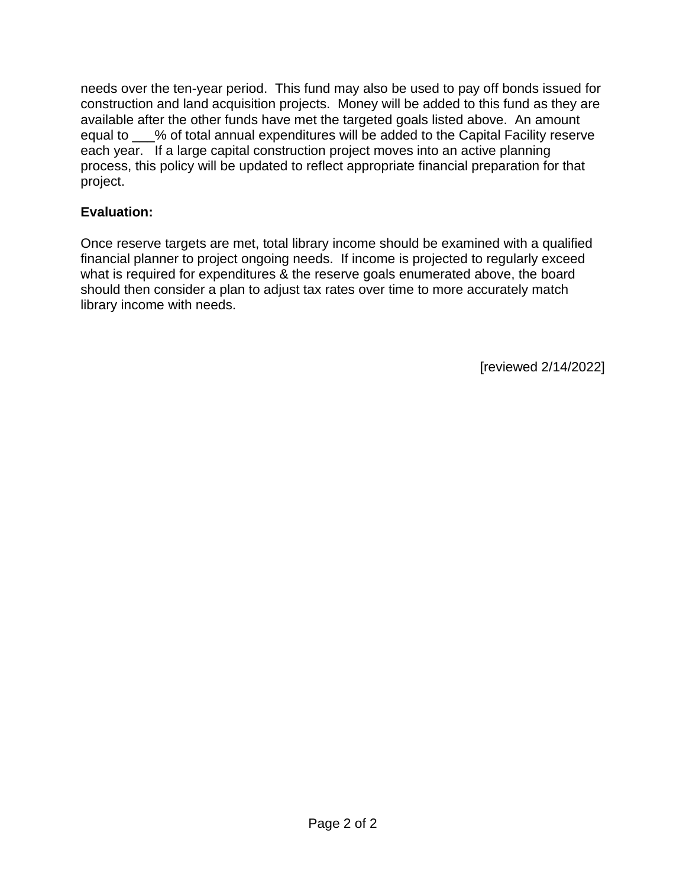needs over the ten-year period. This fund may also be used to pay off bonds issued for construction and land acquisition projects. Money will be added to this fund as they are available after the other funds have met the targeted goals listed above. An amount equal to ___% of total annual expenditures will be added to the Capital Facility reserve each year. If a large capital construction project moves into an active planning process, this policy will be updated to reflect appropriate financial preparation for that project.

**Evaluation:**

Once reserve targets are met, total library income should be examined with a qualified financial planner to project ongoing needs. If income is projected to regularly exceed what is required for expenditures & the reserve goals enumerated above, the board should then consider a plan to adjust tax rates over time to more accurately match library income with needs.

[reviewed 2/14/2022]